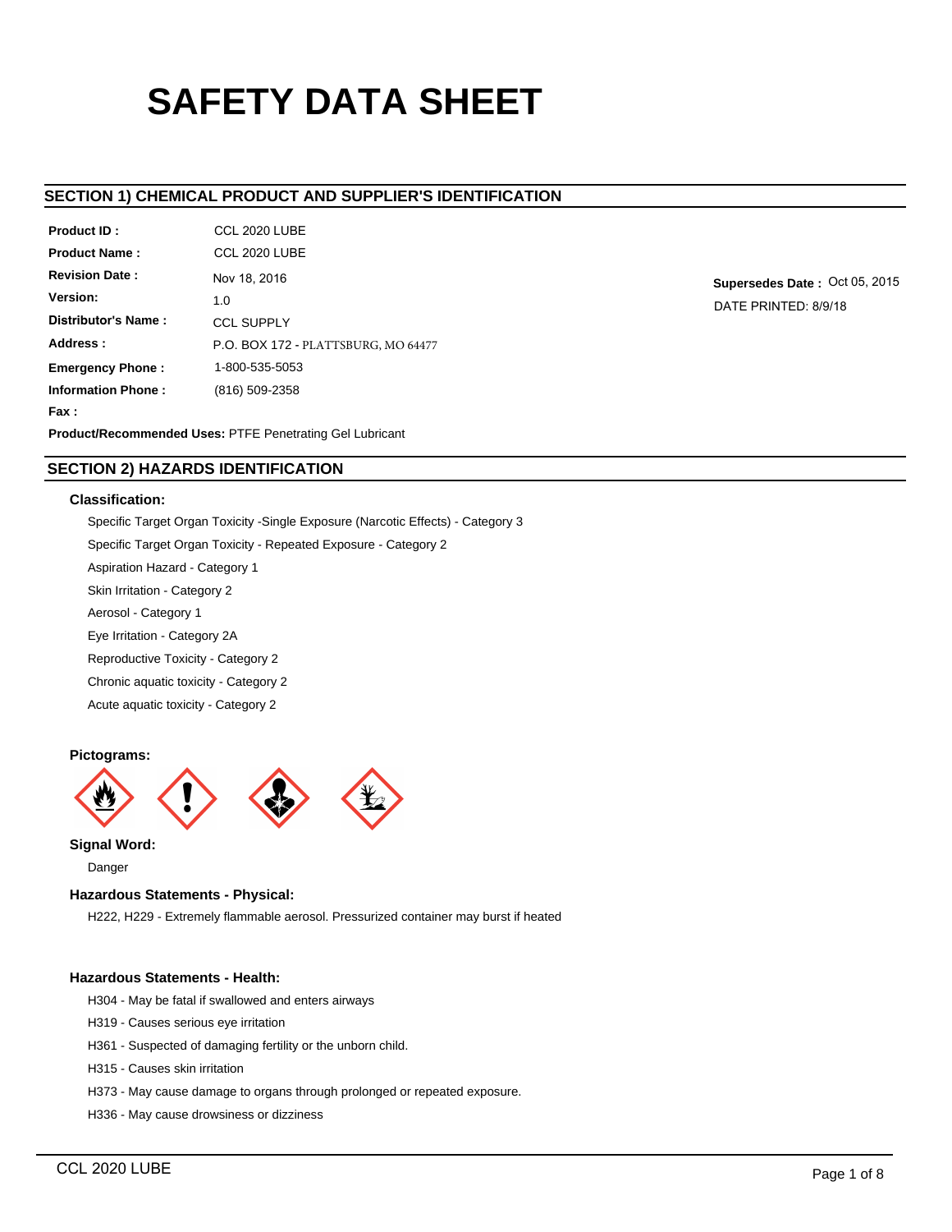# SAFETY DATA SHEET

## SECTION 1) CHEMICAL PRODUCT AND SUPPLIER'S IDENTIFICATION

**Product ID :** CCL 2020 LUBE

**Product Name :** CCL 2020 LUBE

**Revision Date :** Nov 18, 2016

**Version:** 1.0

**Distributor's Name :** CCL SUPPLY

**Address :** P.O. BOX 172 - PLATTSBURG, MO 64477

**Emergency Phone :** 1-800-535-5053

**Information Phone :** (816) 509-2358

**Fax :**

**Supersedes Date :** Oct 05, 2015

DATE PRINTED: 8/9/18

**Product/Recommended Uses:** PTFE Penetrating Gel Lubricant

## SECTION 2) HAZARDS IDENTIFICATION

### Classification:

Specific Target Organ Toxicity -Single Exposure (Narcotic Effects) - Category 3

Specific Target Organ Toxicity - Repeated Exposure - Category 2

Aspiration Hazard - Category 1

Skin Irritation - Category 2

Aerosol - Category 1

Eye Irritation - Category 2A

Reproductive Toxicity - Category 2

Chronic aquatic toxicity - Category 2

Acute aquatic toxicity - Category 2

### Pictograms:

### Signal Word:

Danger

### Hazardous Statements - Physical:

H222, H229 - Extremely flammable aerosol. Pressurized container may burst if heated

### Hazardous Statements - Health:

H304 - May be fatal if swallowed and enters airways

H319 - Causes serious eye irritation

H361 - Suspected of damaging fertility or the unborn child.

H315 - Causes skin irritation

H373 - May cause damage to organs through prolonged or repeated exposure.

H336 - May cause drowsiness or dizziness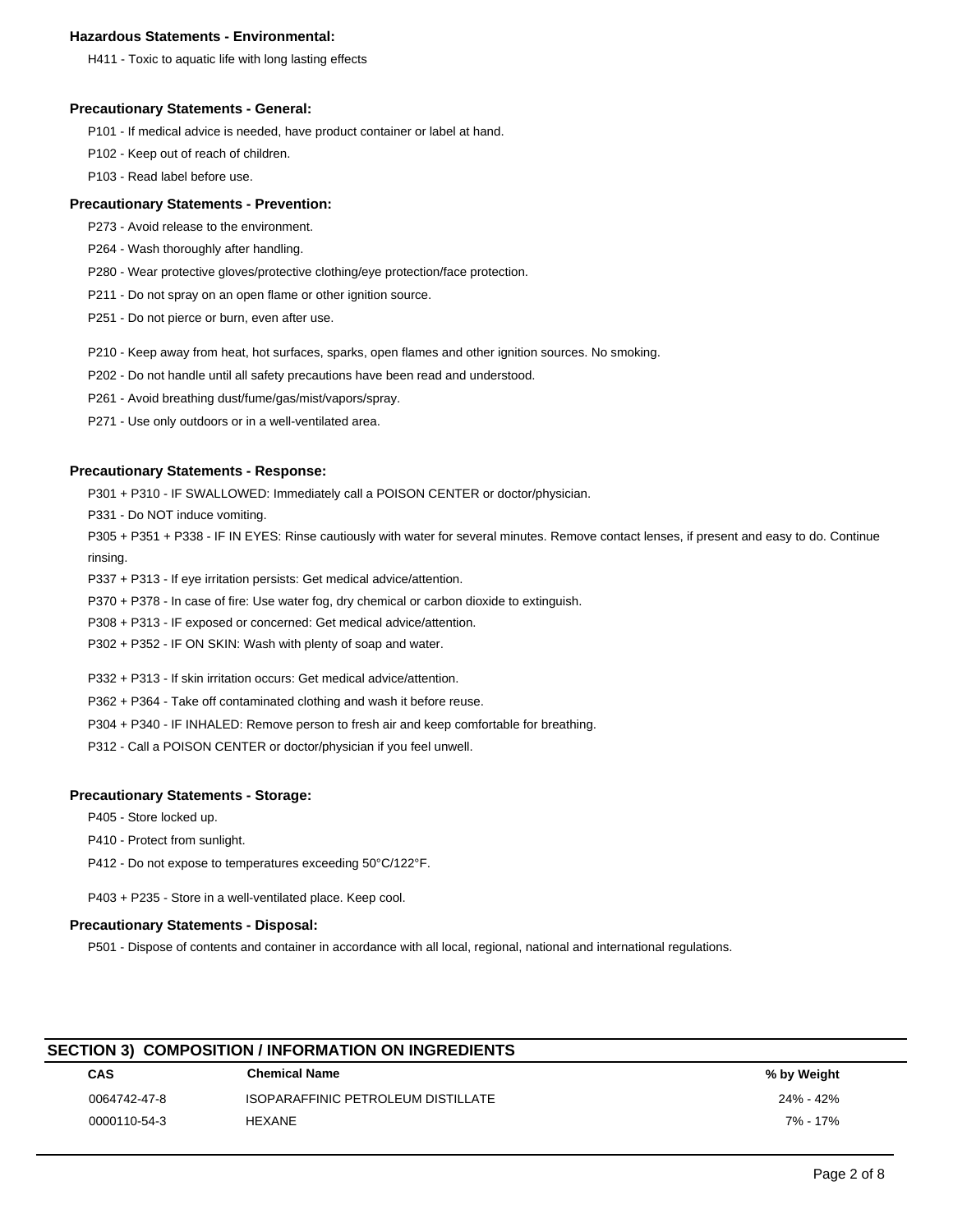**Hazardous Statements - Environmental:**

H411 - Toxic to aquatic life with long lasting effects

**Precautionary Statements - General:**

P101 - If medical advice is needed, have product container or label at hand.

P102 - Keep out of reach of children.

P103 - Read label before use.

**Precautionary Statements - Prevention:**

P273 - Avoid release to the environment.

P264 - Wash thoroughly after handling.

P280 - Wear protective gloves/protective clothing/eye protection/face protection.

P211 - Do not spray on an open flame or other ignition source.

P251 - Do not pierce or burn, even after use.

P210 - Keep away from heat, hot surfaces, sparks, open flames and other ignition sources. No smoking.

P202 - Do not handle until all safety precautions have been read and understood.

P261 - Avoid breathing dust/fume/gas/mist/vapors/spray.

P271 - Use only outdoors or in a well-ventilated area.

**Precautionary Statements - Response:**

P301 + P310 - IF SWALLOWED: Immediately call a POISON CENTER or doctor/physician.

P331 - Do NOT induce vomiting.

P305 + P351 + P338 - IF IN EYES: Rinse cautiously with water for several minutes. Remove contact lenses, if present and easy to do. Continue rinsing.

P337 + P313 - If eye irritation persists: Get medical advice/attention.

P370 + P378 - In case of fire: Use water fog, dry chemical or carbon dioxide to extinguish.

P308 + P313 - IF exposed or concerned: Get medical advice/attention.

P302 + P352 - IF ON SKIN: Wash with plenty of soap and water.

P332 + P313 - If skin irritation occurs: Get medical advice/attention.

P362 + P364 - Take off contaminated clothing and wash it before reuse.

P304 + P340 - IF INHALED: Remove person to fresh air and keep comfortable for breathing.

P312 - Call a POISON CENTER or doctor/physician if you feel unwell.

**Precautionary Statements - Storage:**

P405 - Store locked up.

P410 - Protect from sunlight.

P412 - Do not expose to temperatures exceeding 50°C/122°F.

P403 + P235 - Store in a well-ventilated place. Keep cool.

**Precautionary Statements - Disposal:**

P501 - Dispose of contents and container in accordance with all local, regional, national and international regulations.

## SECTION 3) COMPOSITION / INFORMATION ON INGREDIENTS

| CAS | Chemical Name | % by Weight |
|---|---|---|
| 0064742-47-8 | ISOPARAFFINIC PETROLEUM DISTILLATE | 24% - 42% |
| 0000110-54-3 | HEXANE | 7% - 17% |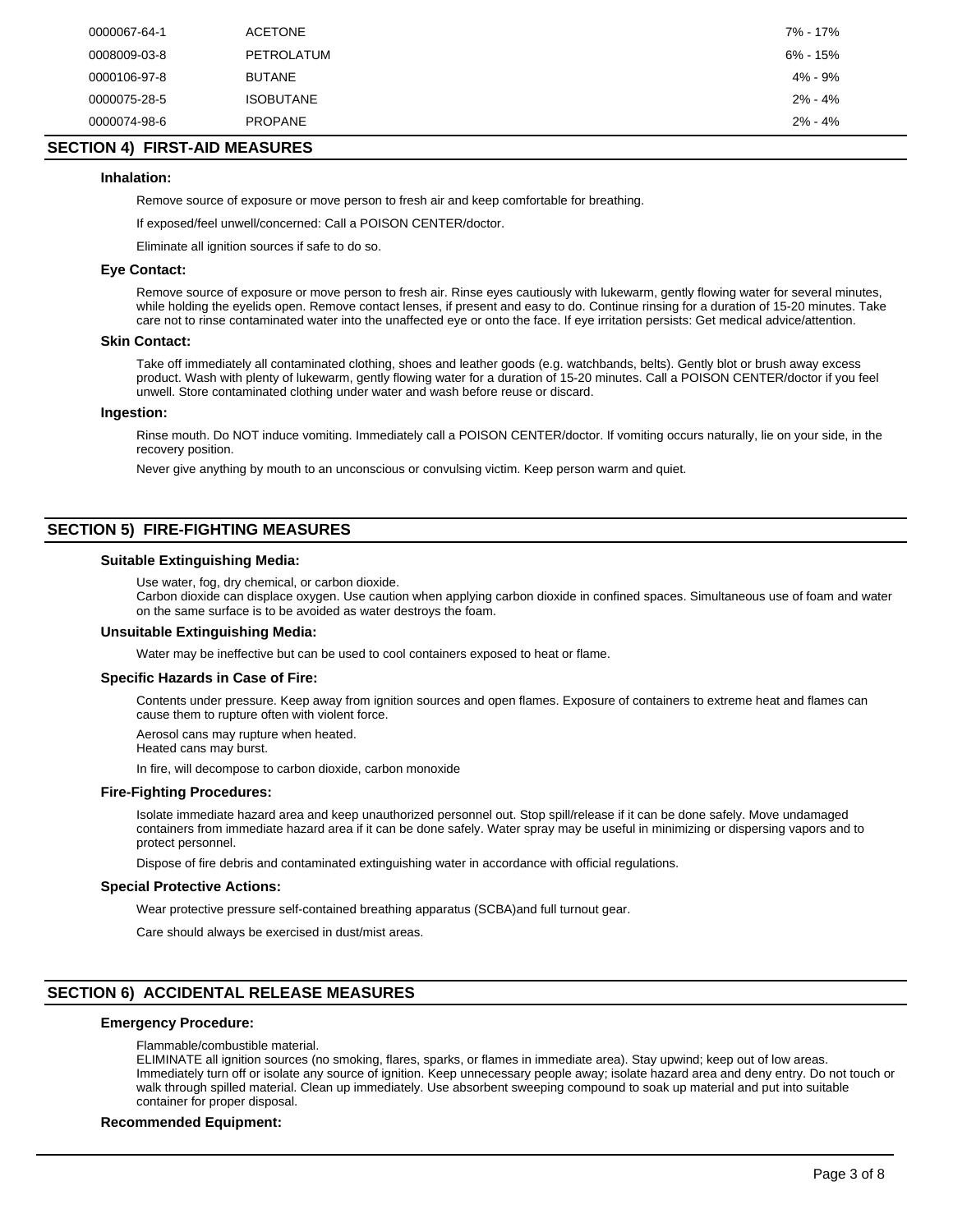| | | |
|---|---|---|
| 0000067-64-1 | ACETONE | 7% - 17% |
| 0008009-03-8 | PETROLATUM | 6% - 15% |
| 0000106-97-8 | BUTANE | 4% - 9% |
| 0000075-28-5 | ISOBUTANE | 2% - 4% |
| 0000074-98-6 | PROPANE | 2% - 4% |

## SECTION 4) FIRST-AID MEASURES

### Inhalation:

Remove source of exposure or move person to fresh air and keep comfortable for breathing.

If exposed/feel unwell/concerned: Call a POISON CENTER/doctor.

Eliminate all ignition sources if safe to do so.

### Eye Contact:

Remove source of exposure or move person to fresh air. Rinse eyes cautiously with lukewarm, gently flowing water for several minutes, while holding the eyelids open. Remove contact lenses, if present and easy to do. Continue rinsing for a duration of 15-20 minutes. Take care not to rinse contaminated water into the unaffected eye or onto the face. If eye irritation persists: Get medical advice/attention.

### Skin Contact:

Take off immediately all contaminated clothing, shoes and leather goods (e.g. watchbands, belts). Gently blot or brush away excess product. Wash with plenty of lukewarm, gently flowing water for a duration of 15-20 minutes. Call a POISON CENTER/doctor if you feel unwell. Store contaminated clothing under water and wash before reuse or discard.

### Ingestion:

Rinse mouth. Do NOT induce vomiting. Immediately call a POISON CENTER/doctor. If vomiting occurs naturally, lie on your side, in the recovery position.

Never give anything by mouth to an unconscious or convulsing victim. Keep person warm and quiet.

## SECTION 5) FIRE-FIGHTING MEASURES

### Suitable Extinguishing Media:

Use water, fog, dry chemical, or carbon dioxide.
Carbon dioxide can displace oxygen. Use caution when applying carbon dioxide in confined spaces. Simultaneous use of foam and water on the same surface is to be avoided as water destroys the foam.

### Unsuitable Extinguishing Media:

Water may be ineffective but can be used to cool containers exposed to heat or flame.

### Specific Hazards in Case of Fire:

Contents under pressure. Keep away from ignition sources and open flames. Exposure of containers to extreme heat and flames can cause them to rupture often with violent force.

Aerosol cans may rupture when heated.
Heated cans may burst.

In fire, will decompose to carbon dioxide, carbon monoxide

### Fire-Fighting Procedures:

Isolate immediate hazard area and keep unauthorized personnel out. Stop spill/release if it can be done safely. Move undamaged containers from immediate hazard area if it can be done safely. Water spray may be useful in minimizing or dispersing vapors and to protect personnel.

Dispose of fire debris and contaminated extinguishing water in accordance with official regulations.

### Special Protective Actions:

Wear protective pressure self-contained breathing apparatus (SCBA)and full turnout gear.

Care should always be exercised in dust/mist areas.

## SECTION 6) ACCIDENTAL RELEASE MEASURES

### Emergency Procedure:

Flammable/combustible material.
ELIMINATE all ignition sources (no smoking, flares, sparks, or flames in immediate area). Stay upwind; keep out of low areas. Immediately turn off or isolate any source of ignition. Keep unnecessary people away; isolate hazard area and deny entry. Do not touch or walk through spilled material. Clean up immediately. Use absorbent sweeping compound to soak up material and put into suitable container for proper disposal.

### Recommended Equipment: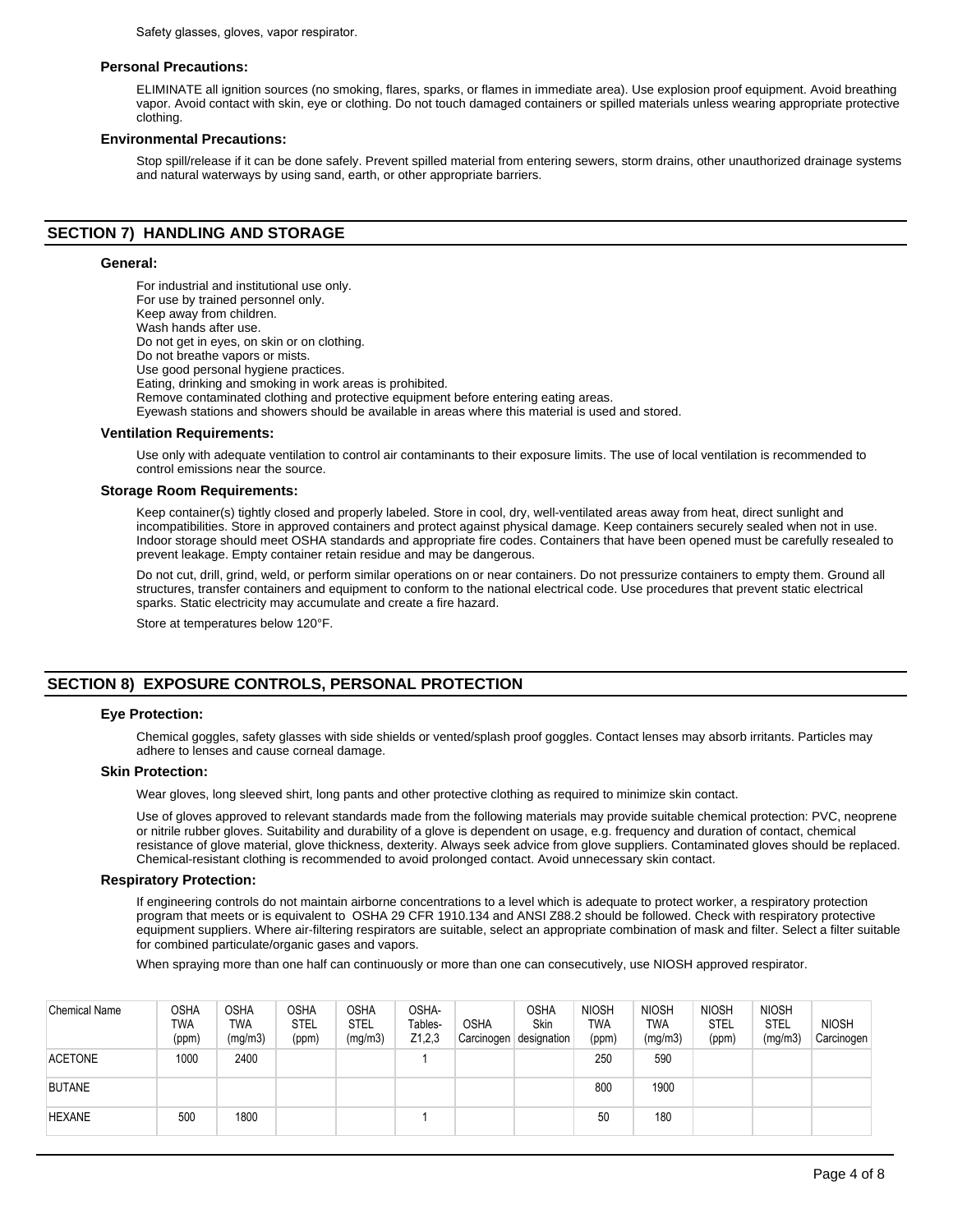Safety glasses, gloves, vapor respirator.

### Personal Precautions:

ELIMINATE all ignition sources (no smoking, flares, sparks, or flames in immediate area). Use explosion proof equipment. Avoid breathing vapor. Avoid contact with skin, eye or clothing. Do not touch damaged containers or spilled materials unless wearing appropriate protective clothing.

### Environmental Precautions:

Stop spill/release if it can be done safely. Prevent spilled material from entering sewers, storm drains, other unauthorized drainage systems and natural waterways by using sand, earth, or other appropriate barriers.

## SECTION 7) HANDLING AND STORAGE

### General:

For industrial and institutional use only.
For use by trained personnel only.
Keep away from children.
Wash hands after use.
Do not get in eyes, on skin or on clothing.
Do not breathe vapors or mists.
Use good personal hygiene practices.
Eating, drinking and smoking in work areas is prohibited.
Remove contaminated clothing and protective equipment before entering eating areas.
Eyewash stations and showers should be available in areas where this material is used and stored.

### Ventilation Requirements:

Use only with adequate ventilation to control air contaminants to their exposure limits. The use of local ventilation is recommended to control emissions near the source.

### Storage Room Requirements:

Keep container(s) tightly closed and properly labeled. Store in cool, dry, well-ventilated areas away from heat, direct sunlight and incompatibilities. Store in approved containers and protect against physical damage. Keep containers securely sealed when not in use. Indoor storage should meet OSHA standards and appropriate fire codes. Containers that have been opened must be carefully resealed to prevent leakage. Empty container retain residue and may be dangerous.

Do not cut, drill, grind, weld, or perform similar operations on or near containers. Do not pressurize containers to empty them. Ground all structures, transfer containers and equipment to conform to the national electrical code. Use procedures that prevent static electrical sparks. Static electricity may accumulate and create a fire hazard.

Store at temperatures below 120°F.

## SECTION 8) EXPOSURE CONTROLS, PERSONAL PROTECTION

### Eye Protection:

Chemical goggles, safety glasses with side shields or vented/splash proof goggles. Contact lenses may absorb irritants. Particles may adhere to lenses and cause corneal damage.

### Skin Protection:

Wear gloves, long sleeved shirt, long pants and other protective clothing as required to minimize skin contact.

Use of gloves approved to relevant standards made from the following materials may provide suitable chemical protection: PVC, neoprene or nitrile rubber gloves. Suitability and durability of a glove is dependent on usage, e.g. frequency and duration of contact, chemical resistance of glove material, glove thickness, dexterity. Always seek advice from glove suppliers. Contaminated gloves should be replaced. Chemical-resistant clothing is recommended to avoid prolonged contact. Avoid unnecessary skin contact.

### Respiratory Protection:

If engineering controls do not maintain airborne concentrations to a level which is adequate to protect worker, a respiratory protection program that meets or is equivalent to OSHA 29 CFR 1910.134 and ANSI Z88.2 should be followed. Check with respiratory protective equipment suppliers. Where air-filtering respirators are suitable, select an appropriate combination of mask and filter. Select a filter suitable for combined particulate/organic gases and vapors.

When spraying more than one half can continuously or more than one can consecutively, use NIOSH approved respirator.

| Chemical Name | OSHA TWA (ppm) | OSHA TWA (mg/m3) | OSHA STEL (ppm) | OSHA STEL (mg/m3) | OSHA- Tables- Z1,2,3 | OSHA Carcinogen | OSHA Skin designation | NIOSH TWA (ppm) | NIOSH TWA (mg/m3) | NIOSH STEL (ppm) | NIOSH STEL (mg/m3) | NIOSH Carcinogen |
|---|---|---|---|---|---|---|---|---|---|---|---|---|
| ACETONE | 1000 | 2400 | | | 1 | | | 250 | 590 | | | |
| BUTANE | | | | | | | | 800 | 1900 | | | |
| HEXANE | 500 | 1800 | | | 1 | | | 50 | 180 | | | |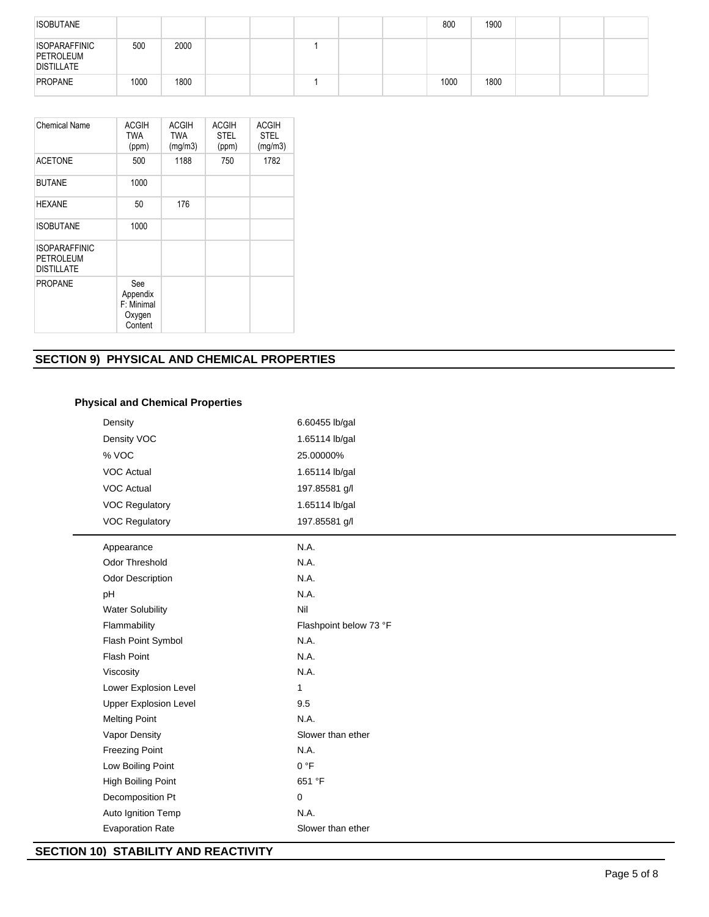| | | | | | | | | | | | | |
|---|---|---|---|---|---|---|---|---|---|---|---|---|
| ISOBUTANE | | | | | | | | 800 | 1900 | | | |
| ISOPARAFFINIC PETROLEUM DISTILLATE | 500 | 2000 | | | 1 | | | | | | | |
| PROPANE | 1000 | 1800 | | | 1 | | | 1000 | 1800 | | | |

| Chemical Name | ACGIH TWA (ppm) | ACGIH TWA (mg/m3) | ACGIH STEL (ppm) | ACGIH STEL (mg/m3) |
|---|---|---|---|---|
| ACETONE | 500 | 1188 | 750 | 1782 |
| BUTANE | 1000 | | | |
| HEXANE | 50 | 176 | | |
| ISOBUTANE | 1000 | | | |
| ISOPARAFFINIC PETROLEUM DISTILLATE | | | | |
| PROPANE | See Appendix F: Minimal Oxygen Content | | | |

## SECTION 9) PHYSICAL AND CHEMICAL PROPERTIES

### Physical and Chemical Properties

| | |
|---|---|
| Density | 6.60455 lb/gal |
| Density VOC | 1.65114 lb/gal |
| % VOC | 25.00000% |
| VOC Actual | 1.65114 lb/gal |
| VOC Actual | 197.85581 g/l |
| VOC Regulatory | 1.65114 lb/gal |
| VOC Regulatory | 197.85581 g/l |

| | |
|---|---|
| Appearance | N.A. |
| Odor Threshold | N.A. |
| Odor Description | N.A. |
| pH | N.A. |
| Water Solubility | Nil |
| Flammability | Flashpoint below 73 °F |
| Flash Point Symbol | N.A. |
| Flash Point | N.A. |
| Viscosity | N.A. |
| Lower Explosion Level | 1 |
| Upper Explosion Level | 9.5 |
| Melting Point | N.A. |
| Vapor Density | Slower than ether |
| Freezing Point | N.A. |
| Low Boiling Point | 0 °F |
| High Boiling Point | 651 °F |
| Decomposition Pt | 0 |
| Auto Ignition Temp | N.A. |
| Evaporation Rate | Slower than ether |

## SECTION 10) STABILITY AND REACTIVITY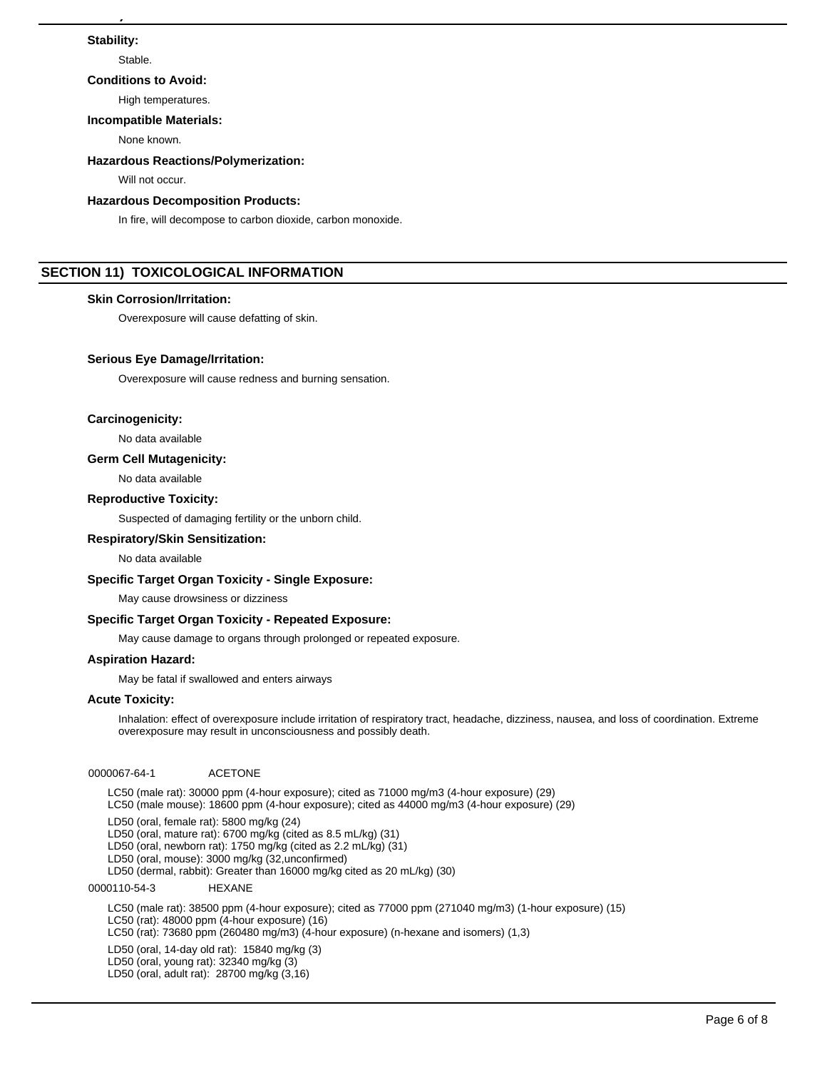**Stability:**

Stable.

**Conditions to Avoid:**

High temperatures.

**Incompatible Materials:**

None known.

**Hazardous Reactions/Polymerization:**

Will not occur.

**Hazardous Decomposition Products:**

In fire, will decompose to carbon dioxide, carbon monoxide.

## SECTION 11) TOXICOLOGICAL INFORMATION

**Skin Corrosion/Irritation:**

Overexposure will cause defatting of skin.

**Serious Eye Damage/Irritation:**

Overexposure will cause redness and burning sensation.

**Carcinogenicity:**

No data available

**Germ Cell Mutagenicity:**

No data available

**Reproductive Toxicity:**

Suspected of damaging fertility or the unborn child.

**Respiratory/Skin Sensitization:**

No data available

**Specific Target Organ Toxicity - Single Exposure:**

May cause drowsiness or dizziness

**Specific Target Organ Toxicity - Repeated Exposure:**

May cause damage to organs through prolonged or repeated exposure.

**Aspiration Hazard:**

May be fatal if swallowed and enters airways

**Acute Toxicity:**

Inhalation: effect of overexposure include irritation of respiratory tract, headache, dizziness, nausea, and loss of coordination. Extreme overexposure may result in unconsciousness and possibly death.

0000067-64-1 ACETONE

LC50 (male rat): 30000 ppm (4-hour exposure); cited as 71000 mg/m3 (4-hour exposure) (29)
LC50 (male mouse): 18600 ppm (4-hour exposure); cited as 44000 mg/m3 (4-hour exposure) (29)

LD50 (oral, female rat): 5800 mg/kg (24)
LD50 (oral, mature rat): 6700 mg/kg (cited as 8.5 mL/kg) (31)
LD50 (oral, newborn rat): 1750 mg/kg (cited as 2.2 mL/kg) (31)
LD50 (oral, mouse): 3000 mg/kg (32,unconfirmed)
LD50 (dermal, rabbit): Greater than 16000 mg/kg cited as 20 mL/kg) (30)

0000110-54-3 HEXANE

LC50 (male rat): 38500 ppm (4-hour exposure); cited as 77000 ppm (271040 mg/m3) (1-hour exposure) (15)
LC50 (rat): 48000 ppm (4-hour exposure) (16)
LC50 (rat): 73680 ppm (260480 mg/m3) (4-hour exposure) (n-hexane and isomers) (1,3)

LD50 (oral, 14-day old rat): 15840 mg/kg (3)
LD50 (oral, young rat): 32340 mg/kg (3)
LD50 (oral, adult rat): 28700 mg/kg (3,16)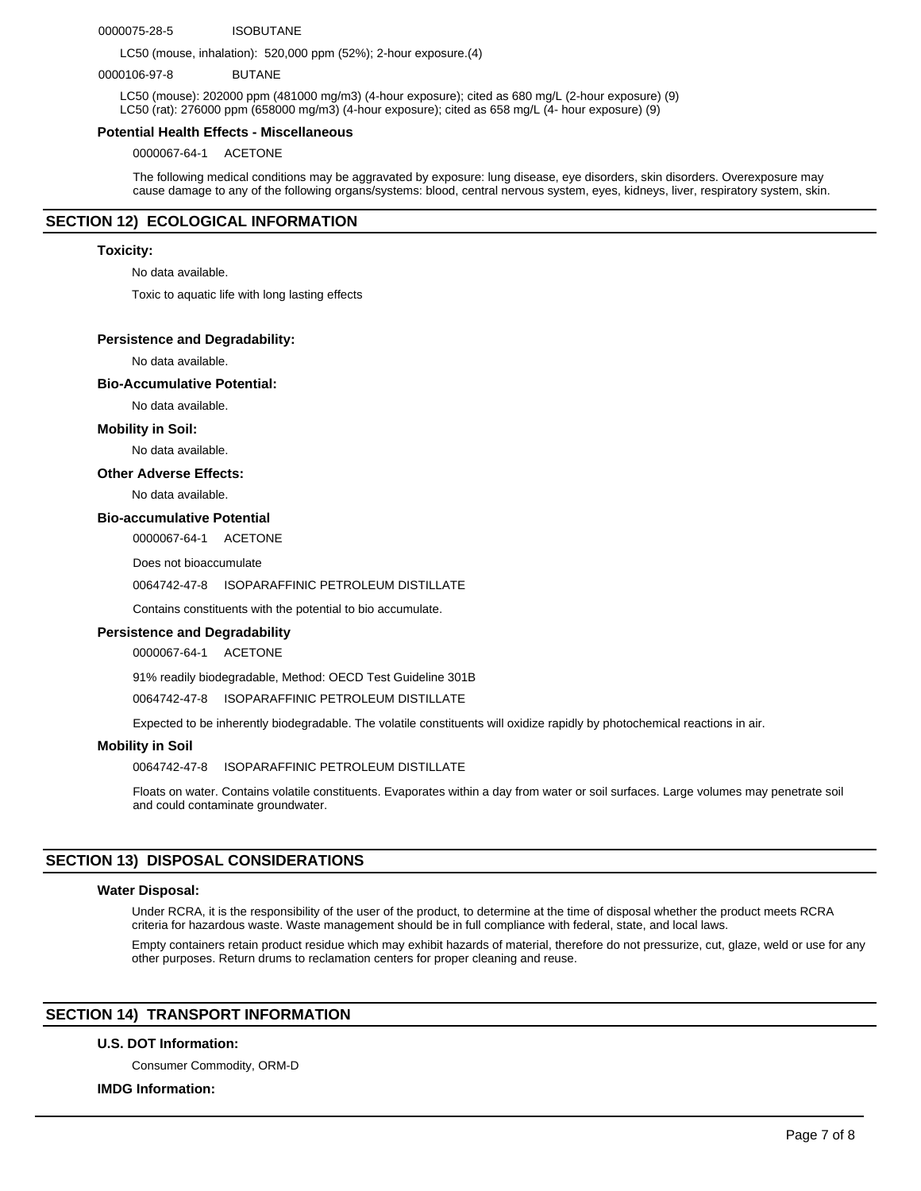0000075-28-5 ISOBUTANE

LC50 (mouse, inhalation): 520,000 ppm (52%); 2-hour exposure.(4)

0000106-97-8 BUTANE

LC50 (mouse): 202000 ppm (481000 mg/m3) (4-hour exposure); cited as 680 mg/L (2-hour exposure) (9)
LC50 (rat): 276000 ppm (658000 mg/m3) (4-hour exposure); cited as 658 mg/L (4- hour exposure) (9)

**Potential Health Effects - Miscellaneous**

0000067-64-1 ACETONE

The following medical conditions may be aggravated by exposure: lung disease, eye disorders, skin disorders. Overexposure may cause damage to any of the following organs/systems: blood, central nervous system, eyes, kidneys, liver, respiratory system, skin.

## SECTION 12) ECOLOGICAL INFORMATION

**Toxicity:**

No data available.

Toxic to aquatic life with long lasting effects

**Persistence and Degradability:**

No data available.

**Bio-Accumulative Potential:**

No data available.

**Mobility in Soil:**

No data available.

**Other Adverse Effects:**

No data available.

**Bio-accumulative Potential**

0000067-64-1 ACETONE

Does not bioaccumulate

0064742-47-8 ISOPARAFFINIC PETROLEUM DISTILLATE

Contains constituents with the potential to bio accumulate.

**Persistence and Degradability**

0000067-64-1 ACETONE

91% readily biodegradable, Method: OECD Test Guideline 301B

0064742-47-8 ISOPARAFFINIC PETROLEUM DISTILLATE

Expected to be inherently biodegradable. The volatile constituents will oxidize rapidly by photochemical reactions in air.

**Mobility in Soil**

0064742-47-8 ISOPARAFFINIC PETROLEUM DISTILLATE

Floats on water. Contains volatile constituents. Evaporates within a day from water or soil surfaces. Large volumes may penetrate soil and could contaminate groundwater.

## SECTION 13) DISPOSAL CONSIDERATIONS

**Water Disposal:**

Under RCRA, it is the responsibility of the user of the product, to determine at the time of disposal whether the product meets RCRA criteria for hazardous waste. Waste management should be in full compliance with federal, state, and local laws.

Empty containers retain product residue which may exhibit hazards of material, therefore do not pressurize, cut, glaze, weld or use for any other purposes. Return drums to reclamation centers for proper cleaning and reuse.

## SECTION 14) TRANSPORT INFORMATION

**U.S. DOT Information:**

Consumer Commodity, ORM-D

**IMDG Information:**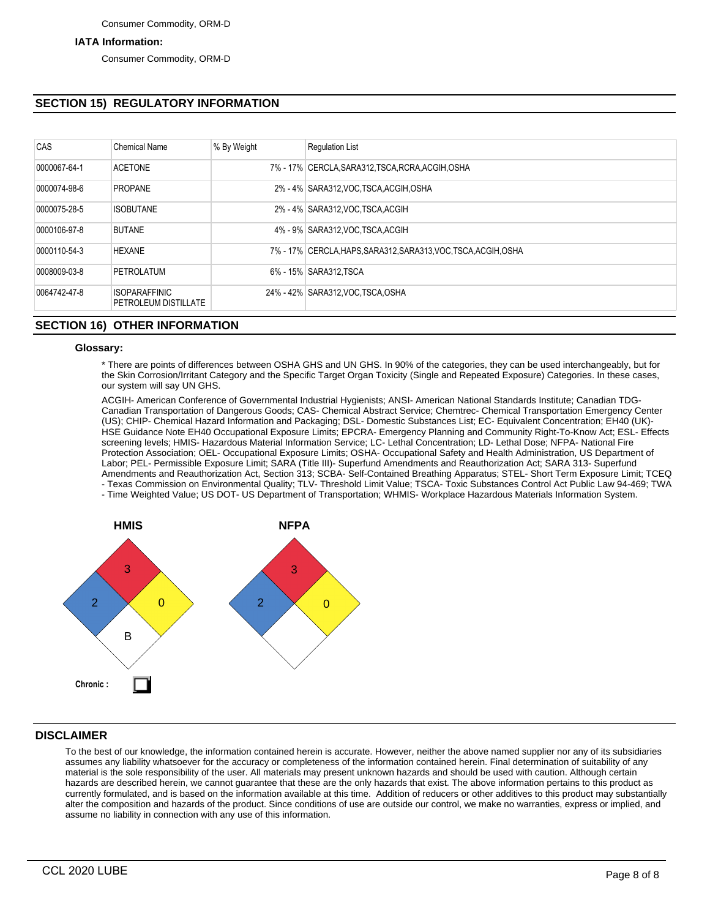Consumer Commodity, ORM-D

**IATA Information:**

Consumer Commodity, ORM-D

## SECTION 15) REGULATORY INFORMATION

| CAS | Chemical Name | % By Weight | Regulation List |
|---|---|---|---|
| 0000067-64-1 | ACETONE | 7% - 17% | CERCLA,SARA312,TSCA,RCRA,ACGIH,OSHA |
| 0000074-98-6 | PROPANE | 2% - 4% | SARA312,VOC,TSCA,ACGIH,OSHA |
| 0000075-28-5 | ISOBUTANE | 2% - 4% | SARA312,VOC,TSCA,ACGIH |
| 0000106-97-8 | BUTANE | 4% - 9% | SARA312,VOC,TSCA,ACGIH |
| 0000110-54-3 | HEXANE | 7% - 17% | CERCLA,HAPS,SARA312,SARA313,VOC,TSCA,ACGIH,OSHA |
| 0008009-03-8 | PETROLATUM | 6% - 15% | SARA312,TSCA |
| 0064742-47-8 | ISOPARAFFINIC PETROLEUM DISTILLATE | 24% - 42% | SARA312,VOC,TSCA,OSHA |

## SECTION 16) OTHER INFORMATION

**Glossary:**

* There are points of differences between OSHA GHS and UN GHS. In 90% of the categories, they can be used interchangeably, but for the Skin Corrosion/Irritant Category and the Specific Target Organ Toxicity (Single and Repeated Exposure) Categories. In these cases, our system will say UN GHS.

ACGIH- American Conference of Governmental Industrial Hygienists; ANSI- American National Standards Institute; Canadian TDG- Canadian Transportation of Dangerous Goods; CAS- Chemical Abstract Service; Chemtrec- Chemical Transportation Emergency Center (US); CHIP- Chemical Hazard Information and Packaging; DSL- Domestic Substances List; EC- Equivalent Concentration; EH40 (UK)- HSE Guidance Note EH40 Occupational Exposure Limits; EPCRA- Emergency Planning and Community Right-To-Know Act; ESL- Effects screening levels; HMIS- Hazardous Material Information Service; LC- Lethal Concentration; LD- Lethal Dose; NFPA- National Fire Protection Association; OEL- Occupational Exposure Limits; OSHA- Occupational Safety and Health Administration, US Department of Labor; PEL- Permissible Exposure Limit; SARA (Title III)- Superfund Amendments and Reauthorization Act; SARA 313- Superfund Amendments and Reauthorization Act, Section 313; SCBA- Self-Contained Breathing Apparatus; STEL- Short Term Exposure Limit; TCEQ - Texas Commission on Environmental Quality; TLV- Threshold Limit Value; TSCA- Toxic Substances Control Act Public Law 94-469; TWA - Time Weighted Value; US DOT- US Department of Transportation; WHMIS- Workplace Hazardous Materials Information System.

HMIS

3
2
0
B

Chronic :

NFPA

3
2
0

## DISCLAIMER

To the best of our knowledge, the information contained herein is accurate. However, neither the above named supplier nor any of its subsidiaries assumes any liability whatsoever for the accuracy or completeness of the information contained herein. Final determination of suitability of any material is the sole responsibility of the user. All materials may present unknown hazards and should be used with caution. Although certain hazards are described herein, we cannot guarantee that these are the only hazards that exist. The above information pertains to this product as currently formulated, and is based on the information available at this time. Addition of reducers or other additives to this product may substantially alter the composition and hazards of the product. Since conditions of use are outside our control, we make no warranties, express or implied, and assume no liability in connection with any use of this information.